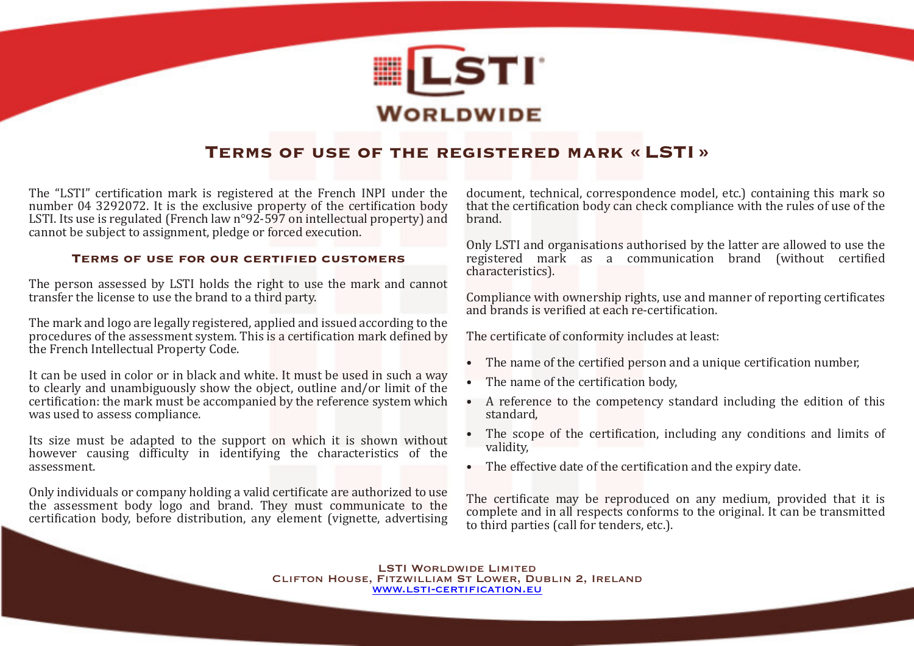# LSTI Worldwide

## Terms of use of the registered mark « LSTI »

The "LSTI" certification mark is registered at the French INPI under the number 04 3292072. It is the exclusive property of the certification body LSTI. Its use is regulated (French law n°92-597 on intellectual property) and cannot be subject to assignment, pledge or forced execution.

### Terms of use for our certified customers

The person assessed by LSTI holds the right to use the mark and cannot transfer the license to use the brand to a third party.

The mark and logo are legally registered, applied and issued according to the procedures of the assessment system. This is a certification mark defined by the French Intellectual Property Code.

It can be used in color or in black and white. It must be used in such a way to clearly and unambiguously show the object, outline and/or limit of the certification: the mark must be accompanied by the reference system which was used to assess compliance.

Its size must be adapted to the support on which it is shown without however causing difficulty in identifying the characteristics of the assessment.

Only individuals or company holding a valid certificate are authorized to use the assessment body logo and brand. They must communicate to the certification body, before distribution, any element (vignette, advertising document, technical, correspondence model, etc.) containing this mark so that the certification body can check compliance with the rules of use of the brand.

Only LSTI and organisations authorised by the latter are allowed to use the registered mark as a communication brand (without certified characteristics).

Compliance with ownership rights, use and manner of reporting certificates and brands is verified at each re-certification.

The certificate of conformity includes at least:

- The name of the certified person and a unique certification number,
- The name of the certification body,
- A reference to the competency standard including the edition of this standard,
- The scope of the certification, including any conditions and limits of validity,
- The effective date of the certification and the expiry date.

The certificate may be reproduced on any medium, provided that it is complete and in all respects conforms to the original. It can be transmitted to third parties (call for tenders, etc.).

LSTI Worldwide Limited
Clifton House, Fitzwilliam St Lower, Dublin 2, Ireland
www.lsti-certification.eu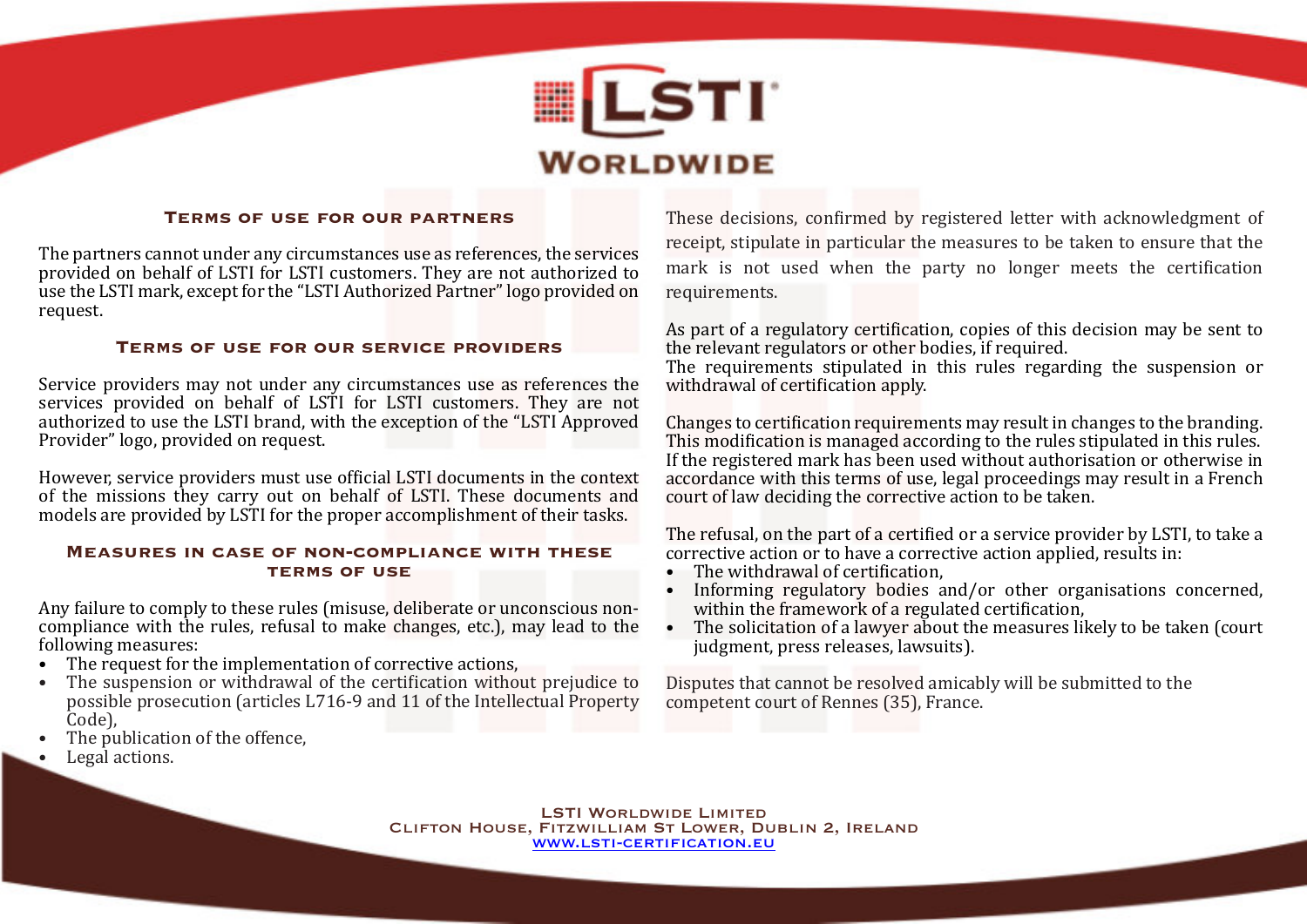## Terms of use for our partners

The partners cannot under any circumstances use as references, the services provided on behalf of LSTI for LSTI customers. They are not authorized to use the LSTI mark, except for the "LSTI Authorized Partner" logo provided on request.

## Terms of use for our service providers

Service providers may not under any circumstances use as references the services provided on behalf of LSTI for LSTI customers. They are not authorized to use the LSTI brand, with the exception of the "LSTI Approved Provider" logo, provided on request.

However, service providers must use official LSTI documents in the context of the missions they carry out on behalf of LSTI. These documents and models are provided by LSTI for the proper accomplishment of their tasks.

## Measures in case of non-compliance with these terms of use

Any failure to comply to these rules (misuse, deliberate or unconscious non-compliance with the rules, refusal to make changes, etc.), may lead to the following measures:

- The request for the implementation of corrective actions,
- The suspension or withdrawal of the certification without prejudice to possible prosecution (articles L716-9 and 11 of the Intellectual Property Code),
- The publication of the offence,
- Legal actions.

These decisions, confirmed by registered letter with acknowledgment of receipt, stipulate in particular the measures to be taken to ensure that the mark is not used when the party no longer meets the certification requirements.

As part of a regulatory certification, copies of this decision may be sent to the relevant regulators or other bodies, if required.
The requirements stipulated in this rules regarding the suspension or withdrawal of certification apply.

Changes to certification requirements may result in changes to the branding. This modification is managed according to the rules stipulated in this rules.
If the registered mark has been used without authorisation or otherwise in accordance with this terms of use, legal proceedings may result in a French court of law deciding the corrective action to be taken.

The refusal, on the part of a certified or a service provider by LSTI, to take a corrective action or to have a corrective action applied, results in:

- The withdrawal of certification,
- Informing regulatory bodies and/or other organisations concerned, within the framework of a regulated certification,
- The solicitation of a lawyer about the measures likely to be taken (court judgment, press releases, lawsuits).

Disputes that cannot be resolved amicably will be submitted to the competent court of Rennes (35), France.

LSTI Worldwide Limited
Clifton House, Fitzwilliam St Lower, Dublin 2, Ireland
www.lsti-certification.eu